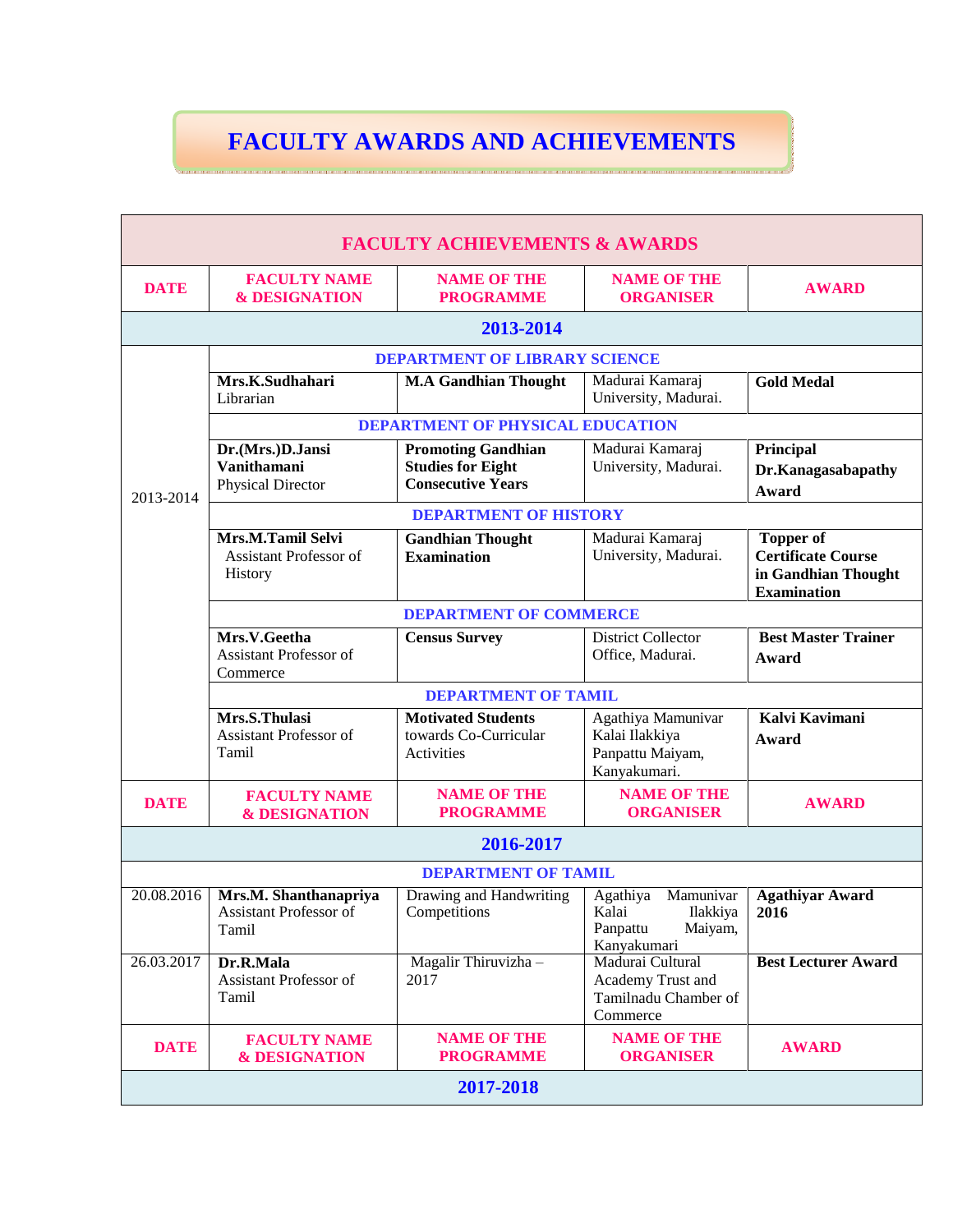# FACULTY AWARDS AND ACHIEVEMENTS

| FACULTY ACHIEVEMENTS & AWARDS | | | | |
|---|---|---|---|---|
| **DATE** | **FACULTY NAME & DESIGNATION** | **NAME OF THE PROGRAMME** | **NAME OF THE ORGANISER** | **AWARD** |
| **2013-2014** | | | | |
| | **DEPARTMENT OF LIBRARY SCIENCE** | | | |
| 2013-2014 | **Mrs.K.Sudhahari** Librarian | **M.A Gandhian Thought** | Madurai Kamaraj University, Madurai. | **Gold Medal** |
| | **DEPARTMENT OF PHYSICAL EDUCATION** | | | |
| 2013-2014 | **Dr.(Mrs.)D.Jansi Vanithamani** Physical Director | **Promoting Gandhian Studies for Eight Consecutive Years** | Madurai Kamaraj University, Madurai. | **Principal Dr.Kanagasabapathy Award** |
| | **DEPARTMENT OF HISTORY** | | | |
| 2013-2014 | **Mrs.M.Tamil Selvi** Assistant Professor of History | **Gandhian Thought Examination** | Madurai Kamaraj University, Madurai. | **Topper of Certificate Course in Gandhian Thought Examination** |
| | **DEPARTMENT OF COMMERCE** | | | |
| 2013-2014 | **Mrs.V.Geetha** Assistant Professor of Commerce | **Census Survey** | District Collector Office, Madurai. | **Best Master Trainer Award** |
| | **DEPARTMENT OF TAMIL** | | | |
| 2013-2014 | **Mrs.S.Thulasi** Assistant Professor of Tamil | **Motivated Students** towards Co-Curricular Activities | Agathiya Mamunivar Kalai Ilakkiya Panpattu Maiyam, Kanyakumari. | **Kalvi Kavimani Award** |
| **DATE** | **FACULTY NAME & DESIGNATION** | **NAME OF THE PROGRAMME** | **NAME OF THE ORGANISER** | **AWARD** |
| **2016-2017** | | | | |
| | **DEPARTMENT OF TAMIL** | | | |
| 20.08.2016 | **Mrs.M. Shanthanapriya** Assistant Professor of Tamil | Drawing and Handwriting Competitions | Agathiya Mamunivar Kalai Ilakkiya Panpattu Maiyam, Kanyakumari | **Agathiyar Award 2016** |
| 26.03.2017 | **Dr.R.Mala** Assistant Professor of Tamil | Magalir Thiruvizha – 2017 | Madurai Cultural Academy Trust and Tamilnadu Chamber of Commerce | **Best Lecturer Award** |
| **DATE** | **FACULTY NAME & DESIGNATION** | **NAME OF THE PROGRAMME** | **NAME OF THE ORGANISER** | **AWARD** |
| **2017-2018** | | | | |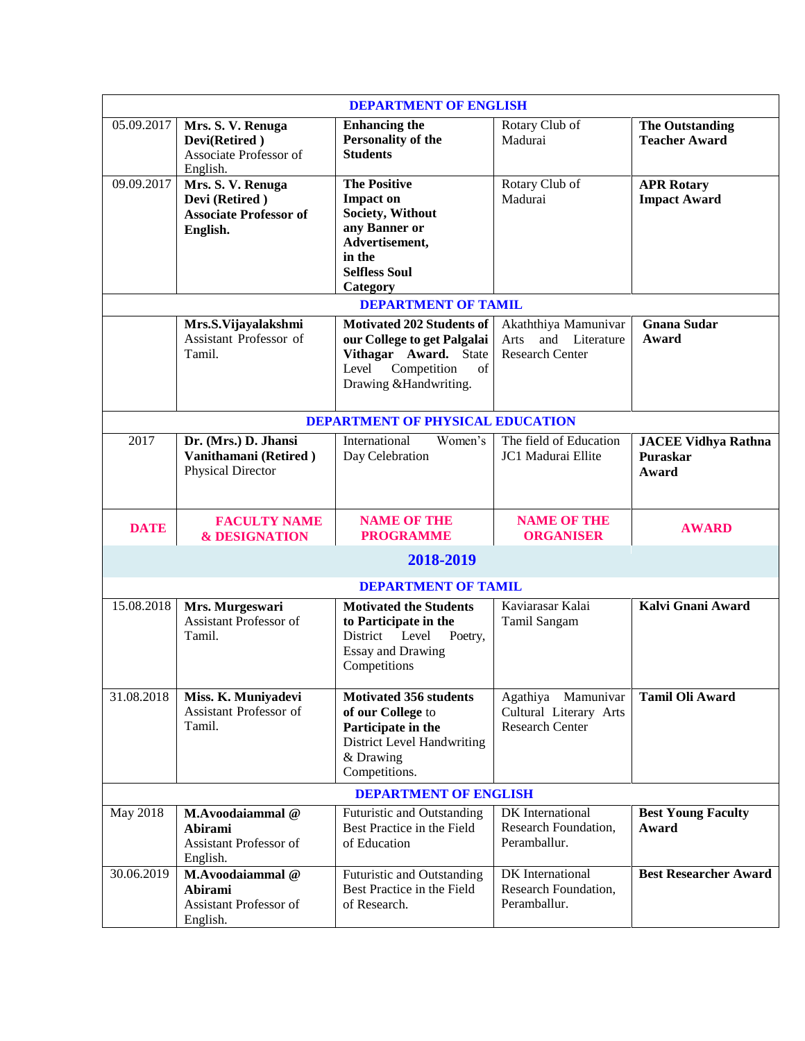| | | | | |
|---|---|---|---|---|
| **DEPARTMENT OF ENGLISH** | | | | |
| 05.09.2017 | **Mrs. S. V. Renuga Devi(Retired )** Associate Professor of English. | **Enhancing the Personality of the Students** | Rotary Club of Madurai | **The Outstanding Teacher Award** |
| 09.09.2017 | **Mrs. S. V. Renuga Devi (Retired ) Associate Professor of English.** | **The Positive Impact on Society, Without any Banner or Advertisement, in the Selfless Soul Category** | Rotary Club of Madurai | **APR Rotary Impact Award** |
| **DEPARTMENT OF TAMIL** | | | | |
| | **Mrs.S.Vijayalakshmi** Assistant Professor of Tamil. | **Motivated 202 Students of our College to get Palgalai Vithagar Award.** State Level Competition of Drawing &Handwriting. | Akaththiya Mamunivar Arts and Literature Research Center | **Gnana Sudar Award** |
| **DEPARTMENT OF PHYSICAL EDUCATION** | | | | |
| 2017 | **Dr. (Mrs.) D. Jhansi Vanithamani (Retired )** Physical Director | International Women's Day Celebration | The field of Education JC1 Madurai Ellite | **JACEE Vidhya Rathna Puraskar Award** |
| **DATE** | **FACULTY NAME & DESIGNATION** | **NAME OF THE PROGRAMME** | **NAME OF THE ORGANISER** | **AWARD** |
| **2018-2019** | | | | |
| **DEPARTMENT OF TAMIL** | | | | |
| 15.08.2018 | **Mrs. Murgeswari** Assistant Professor of Tamil. | **Motivated the Students to Participate in the** District Level Poetry, Essay and Drawing Competitions | Kaviarasar Kalai Tamil Sangam | **Kalvi Gnani Award** |
| 31.08.2018 | **Miss. K. Muniyadevi** Assistant Professor of Tamil. | **Motivated 356 students of our College** to **Participate in the** District Level Handwriting & Drawing Competitions. | Agathiya Mamunivar Cultural Literary Arts Research Center | **Tamil Oli Award** |
| **DEPARTMENT OF ENGLISH** | | | | |
| May 2018 | **M.Avoodaiammal @ Abirami** Assistant Professor of English. | Futuristic and Outstanding Best Practice in the Field of Education | DK International Research Foundation, Peramballur. | **Best Young Faculty Award** |
| 30.06.2019 | **M.Avoodaiammal @ Abirami** Assistant Professor of English. | Futuristic and Outstanding Best Practice in the Field of Research. | DK International Research Foundation, Peramballur. | **Best Researcher Award** |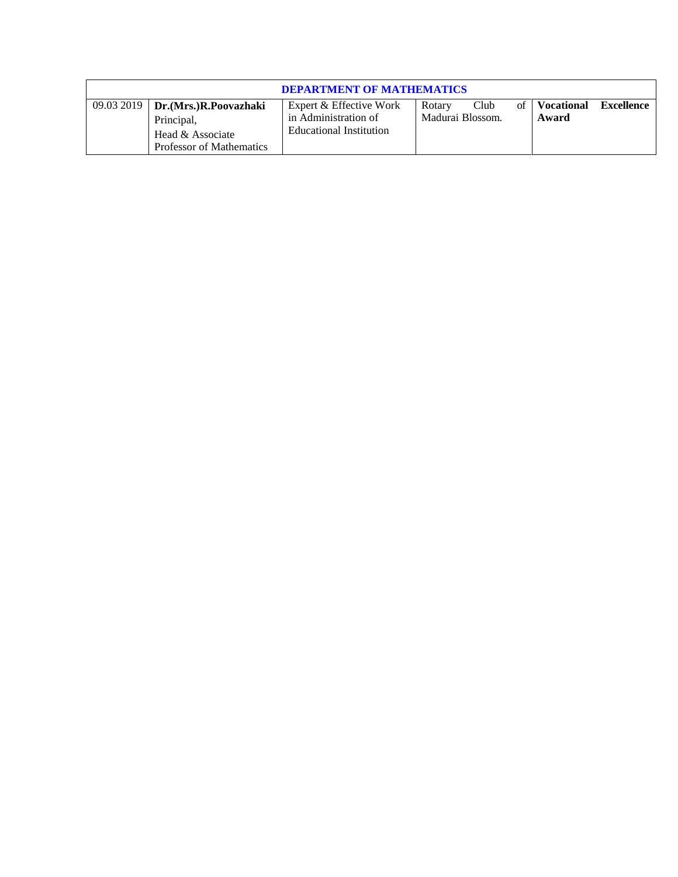| DEPARTMENT OF MATHEMATICS | | | | |
|---|---|---|---|---|
| 09.03 2019 | **Dr.(Mrs.)R.Poovazhaki** Principal, Head & Associate Professor of Mathematics | Expert & Effective Work in Administration of Educational Institution | Rotary Club of Madurai Blossom. | **Vocational Excellence Award** |